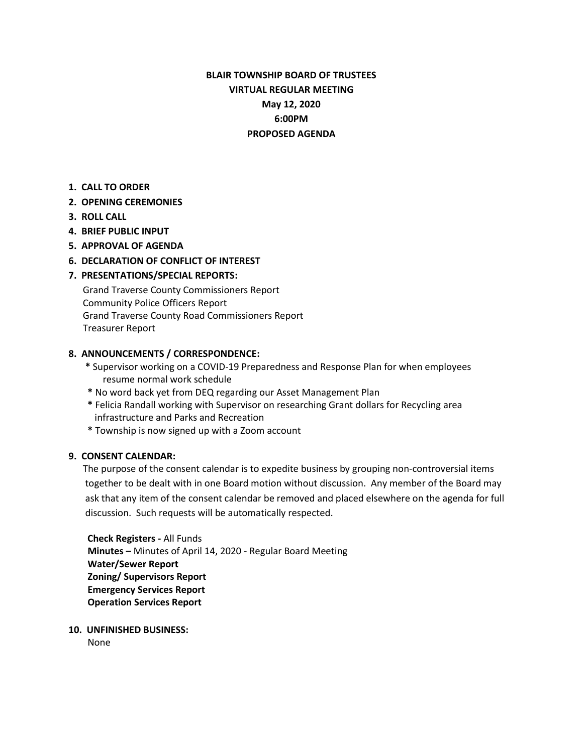# BLAIR TOWNSHIP BOARD OF TRUSTEES
## VIRTUAL REGULAR MEETING
## May 12, 2020
## 6:00PM
## PROPOSED AGENDA

1. **CALL TO ORDER**
2. **OPENING CEREMONIES**
3. **ROLL CALL**
4. **BRIEF PUBLIC INPUT**
5. **APPROVAL OF AGENDA**
6. **DECLARATION OF CONFLICT OF INTEREST**
7. **PRESENTATIONS/SPECIAL REPORTS:**

   Grand Traverse County Commissioners Report
   Community Police Officers Report
   Grand Traverse County Road Commissioners Report
   Treasurer Report

8. **ANNOUNCEMENTS / CORRESPONDENCE:**

   **\*** Supervisor working on a COVID-19 Preparedness and Response Plan for when employees resume normal work schedule
   **\*** No word back yet from DEQ regarding our Asset Management Plan
   **\*** Felicia Randall working with Supervisor on researching Grant dollars for Recycling area infrastructure and Parks and Recreation
   **\*** Township is now signed up with a Zoom account

9. **CONSENT CALENDAR:**

   The purpose of the consent calendar is to expedite business by grouping non-controversial items together to be dealt with in one Board motion without discussion. Any member of the Board may ask that any item of the consent calendar be removed and placed elsewhere on the agenda for full discussion. Such requests will be automatically respected.

   **Check Registers -** All Funds
   **Minutes –** Minutes of April 14, 2020 - Regular Board Meeting
   **Water/Sewer Report**
   **Zoning/ Supervisors Report**
   **Emergency Services Report**
   **Operation Services Report**

10. **UNFINISHED BUSINESS:**

    None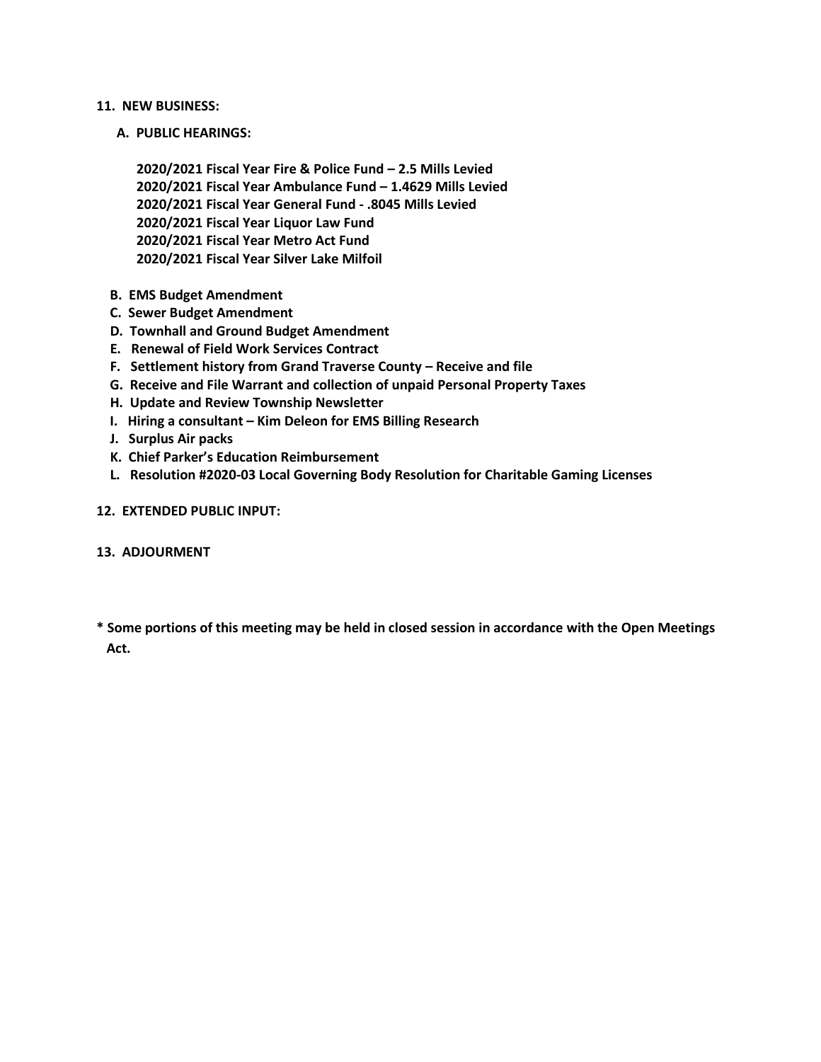**11. NEW BUSINESS:**

**A. PUBLIC HEARINGS:**

**2020/2021 Fiscal Year Fire & Police Fund – 2.5 Mills Levied**
**2020/2021 Fiscal Year Ambulance Fund – 1.4629 Mills Levied**
**2020/2021 Fiscal Year General Fund - .8045 Mills Levied**
**2020/2021 Fiscal Year Liquor Law Fund**
**2020/2021 Fiscal Year Metro Act Fund**
**2020/2021 Fiscal Year Silver Lake Milfoil**

**B. EMS Budget Amendment**
**C. Sewer Budget Amendment**
**D. Townhall and Ground Budget Amendment**
**E. Renewal of Field Work Services Contract**
**F. Settlement history from Grand Traverse County – Receive and file**
**G. Receive and File Warrant and collection of unpaid Personal Property Taxes**
**H. Update and Review Township Newsletter**
**I. Hiring a consultant – Kim Deleon for EMS Billing Research**
**J. Surplus Air packs**
**K. Chief Parker's Education Reimbursement**
**L. Resolution #2020-03 Local Governing Body Resolution for Charitable Gaming Licenses**

**12. EXTENDED PUBLIC INPUT:**

**13. ADJOURMENT**

**\* Some portions of this meeting may be held in closed session in accordance with the Open Meetings Act.**